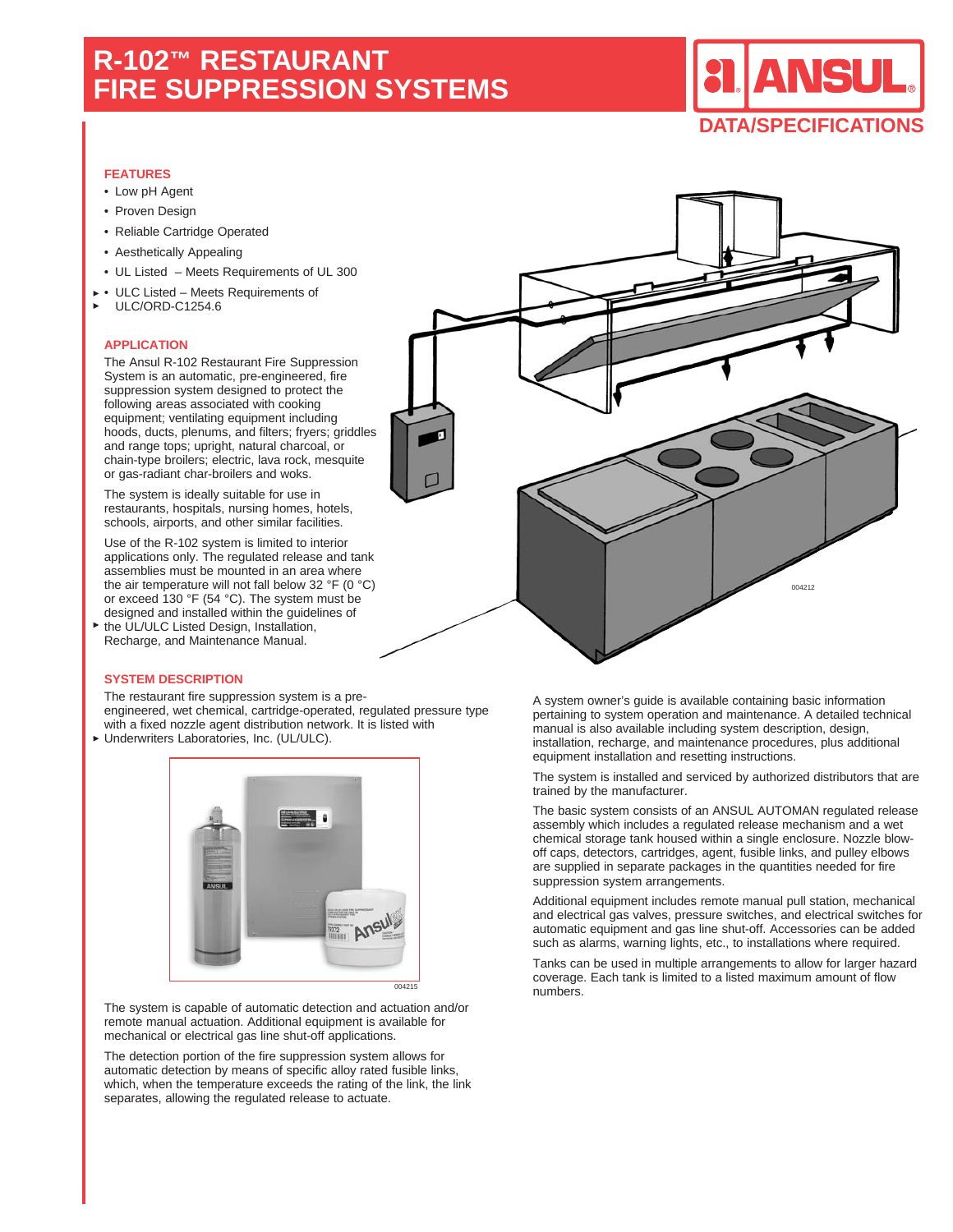# R-102™ RESTAURANT FIRE SUPPRESSION SYSTEMS

ANSUL®

DATA/SPECIFICATIONS

## FEATURES

- Low pH Agent
- Proven Design
- Reliable Cartridge Operated
- Aesthetically Appealing
- UL Listed – Meets Requirements of UL 300
- ULC Listed – Meets Requirements of ULC/ORD-C1254.6

## APPLICATION

The Ansul R-102 Restaurant Fire Suppression System is an automatic, pre-engineered, fire suppression system designed to protect the following areas associated with cooking equipment; ventilating equipment including hoods, ducts, plenums, and filters; fryers; griddles and range tops; upright, natural charcoal, or chain-type broilers; electric, lava rock, mesquite or gas-radiant char-broilers and woks.

The system is ideally suitable for use in restaurants, hospitals, nursing homes, hotels, schools, airports, and other similar facilities.

Use of the R-102 system is limited to interior applications only. The regulated release and tank assemblies must be mounted in an area where the air temperature will not fall below 32 °F (0 °C) or exceed 130 °F (54 °C). The system must be designed and installed within the guidelines of the UL/ULC Listed Design, Installation, Recharge, and Maintenance Manual.

004212

## SYSTEM DESCRIPTION

The restaurant fire suppression system is a pre-engineered, wet chemical, cartridge-operated, regulated pressure type with a fixed nozzle agent distribution network. It is listed with Underwriters Laboratories, Inc. (UL/ULC).

004215

The system is capable of automatic detection and actuation and/or remote manual actuation. Additional equipment is available for mechanical or electrical gas line shut-off applications.

The detection portion of the fire suppression system allows for automatic detection by means of specific alloy rated fusible links, which, when the temperature exceeds the rating of the link, the link separates, allowing the regulated release to actuate.

A system owner's guide is available containing basic information pertaining to system operation and maintenance. A detailed technical manual is also available including system description, design, installation, recharge, and maintenance procedures, plus additional equipment installation and resetting instructions.

The system is installed and serviced by authorized distributors that are trained by the manufacturer.

The basic system consists of an ANSUL AUTOMAN regulated release assembly which includes a regulated release mechanism and a wet chemical storage tank housed within a single enclosure. Nozzle blow-off caps, detectors, cartridges, agent, fusible links, and pulley elbows are supplied in separate packages in the quantities needed for fire suppression system arrangements.

Additional equipment includes remote manual pull station, mechanical and electrical gas valves, pressure switches, and electrical switches for automatic equipment and gas line shut-off. Accessories can be added such as alarms, warning lights, etc., to installations where required.

Tanks can be used in multiple arrangements to allow for larger hazard coverage. Each tank is limited to a listed maximum amount of flow numbers.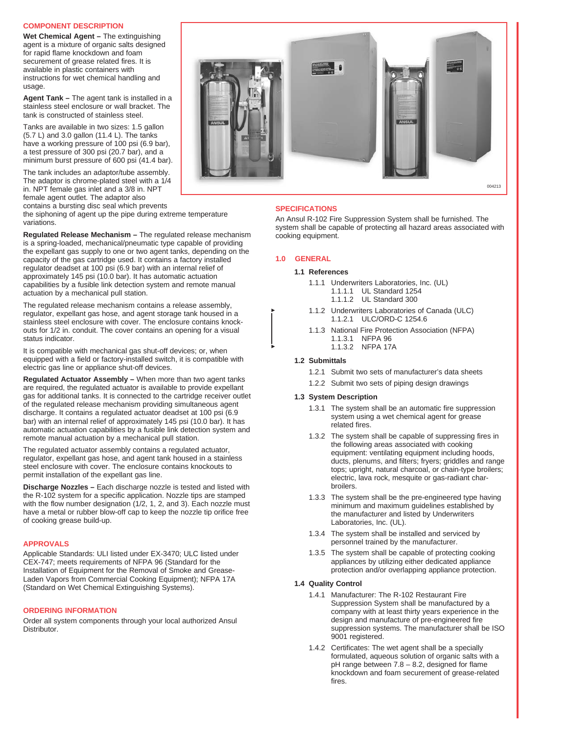## COMPONENT DESCRIPTION

**Wet Chemical Agent –** The extinguishing agent is a mixture of organic salts designed for rapid flame knockdown and foam securement of grease related fires. It is available in plastic containers with instructions for wet chemical handling and usage.

**Agent Tank –** The agent tank is installed in a stainless steel enclosure or wall bracket. The tank is constructed of stainless steel.

Tanks are available in two sizes: 1.5 gallon (5.7 L) and 3.0 gallon (11.4 L). The tanks have a working pressure of 100 psi (6.9 bar), a test pressure of 300 psi (20.7 bar), and a minimum burst pressure of 600 psi (41.4 bar).

The tank includes an adaptor/tube assembly. The adaptor is chrome-plated steel with a 1/4 in. NPT female gas inlet and a 3/8 in. NPT female agent outlet. The adaptor also contains a bursting disc seal which prevents the siphoning of agent up the pipe during extreme temperature variations.

**Regulated Release Mechanism –** The regulated release mechanism is a spring-loaded, mechanical/pneumatic type capable of providing the expellant gas supply to one or two agent tanks, depending on the capacity of the gas cartridge used. It contains a factory installed regulator deadset at 100 psi (6.9 bar) with an internal relief of approximately 145 psi (10.0 bar). It has automatic actuation capabilities by a fusible link detection system and remote manual actuation by a mechanical pull station.

The regulated release mechanism contains a release assembly, regulator, expellant gas hose, and agent storage tank housed in a stainless steel enclosure with cover. The enclosure contains knock-outs for 1/2 in. conduit. The cover contains an opening for a visual status indicator.

It is compatible with mechanical gas shut-off devices; or, when equipped with a field or factory-installed switch, it is compatible with electric gas line or appliance shut-off devices.

**Regulated Actuator Assembly –** When more than two agent tanks are required, the regulated actuator is available to provide expellant gas for additional tanks. It is connected to the cartridge receiver outlet of the regulated release mechanism providing simultaneous agent discharge. It contains a regulated actuator deadset at 100 psi (6.9 bar) with an internal relief of approximately 145 psi (10.0 bar). It has automatic actuation capabilities by a fusible link detection system and remote manual actuation by a mechanical pull station.

The regulated actuator assembly contains a regulated actuator, regulator, expellant gas hose, and agent tank housed in a stainless steel enclosure with cover. The enclosure contains knockouts to permit installation of the expellant gas line.

**Discharge Nozzles –** Each discharge nozzle is tested and listed with the R-102 system for a specific application. Nozzle tips are stamped with the flow number designation (1/2, 1, 2, and 3). Each nozzle must have a metal or rubber blow-off cap to keep the nozzle tip orifice free of cooking grease build-up.

## APPROVALS

Applicable Standards: ULI listed under EX-3470; ULC listed under CEX-747; meets requirements of NFPA 96 (Standard for the Installation of Equipment for the Removal of Smoke and Grease-Laden Vapors from Commercial Cooking Equipment); NFPA 17A (Standard on Wet Chemical Extinguishing Systems).

## ORDERING INFORMATION

Order all system components through your local authorized Ansul Distributor.

## SPECIFICATIONS

An Ansul R-102 Fire Suppression System shall be furnished. The system shall be capable of protecting all hazard areas associated with cooking equipment.

### 1.0 GENERAL

**1.1 References**

- 1.1.1 Underwriters Laboratories, Inc. (UL)
  - 1.1.1.1 UL Standard 1254
  - 1.1.1.2 UL Standard 300
- 1.1.2 Underwriters Laboratories of Canada (ULC)
  - 1.1.2.1 ULC/ORD-C 1254.6
- 1.1.3 National Fire Protection Association (NFPA)
  - 1.1.3.1 NFPA 96
  - 1.1.3.2 NFPA 17A

**1.2 Submittals**

- 1.2.1 Submit two sets of manufacturer's data sheets
- 1.2.2 Submit two sets of piping design drawings

**1.3 System Description**

- 1.3.1 The system shall be an automatic fire suppression system using a wet chemical agent for grease related fires.
- 1.3.2 The system shall be capable of suppressing fires in the following areas associated with cooking equipment: ventilating equipment including hoods, ducts, plenums, and filters; fryers; griddles and range tops; upright, natural charcoal, or chain-type broilers; electric, lava rock, mesquite or gas-radiant char-broilers.
- 1.3.3 The system shall be the pre-engineered type having minimum and maximum guidelines established by the manufacturer and listed by Underwriters Laboratories, Inc. (UL).
- 1.3.4 The system shall be installed and serviced by personnel trained by the manufacturer.
- 1.3.5 The system shall be capable of protecting cooking appliances by utilizing either dedicated appliance protection and/or overlapping appliance protection.

**1.4 Quality Control**

- 1.4.1 Manufacturer: The R-102 Restaurant Fire Suppression System shall be manufactured by a company with at least thirty years experience in the design and manufacture of pre-engineered fire suppression systems. The manufacturer shall be ISO 9001 registered.
- 1.4.2 Certificates: The wet agent shall be a specially formulated, aqueous solution of organic salts with a pH range between 7.8 – 8.2, designed for flame knockdown and foam securement of grease-related fires.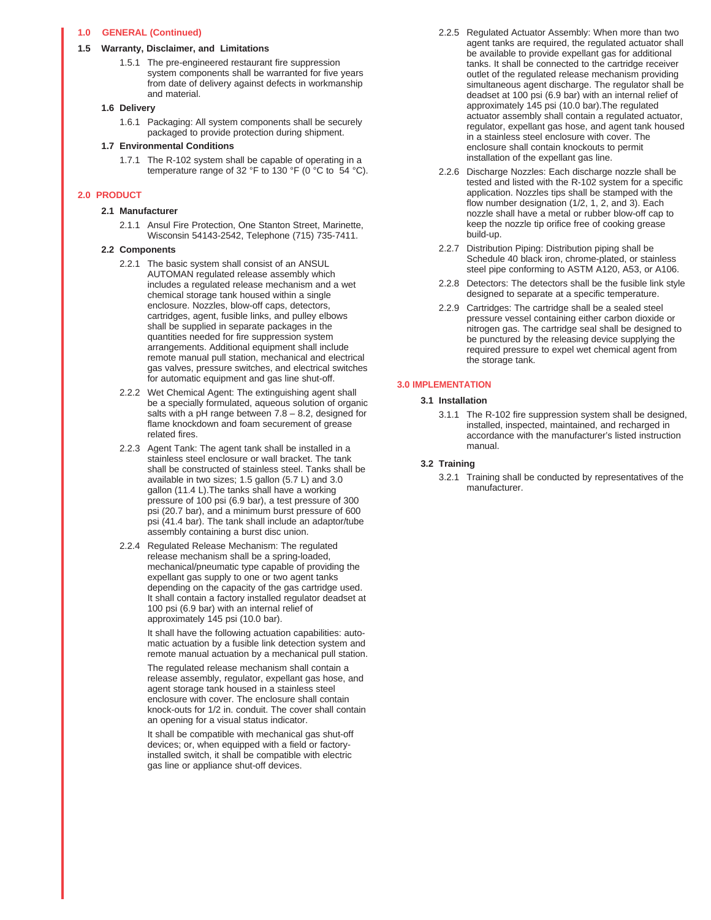## 1.0 GENERAL (Continued)

### 1.5 Warranty, Disclaimer, and Limitations

1.5.1 The pre-engineered restaurant fire suppression system components shall be warranted for five years from date of delivery against defects in workmanship and material.

### 1.6 Delivery

1.6.1 Packaging: All system components shall be securely packaged to provide protection during shipment.

### 1.7 Environmental Conditions

1.7.1 The R-102 system shall be capable of operating in a temperature range of 32 °F to 130 °F (0 °C to 54 °C).

## 2.0 PRODUCT

### 2.1 Manufacturer

2.1.1 Ansul Fire Protection, One Stanton Street, Marinette, Wisconsin 54143-2542, Telephone (715) 735-7411.

### 2.2 Components

2.2.1 The basic system shall consist of an ANSUL AUTOMAN regulated release assembly which includes a regulated release mechanism and a wet chemical storage tank housed within a single enclosure. Nozzles, blow-off caps, detectors, cartridges, agent, fusible links, and pulley elbows shall be supplied in separate packages in the quantities needed for fire suppression system arrangements. Additional equipment shall include remote manual pull station, mechanical and electrical gas valves, pressure switches, and electrical switches for automatic equipment and gas line shut-off.

2.2.2 Wet Chemical Agent: The extinguishing agent shall be a specially formulated, aqueous solution of organic salts with a pH range between 7.8 – 8.2, designed for flame knockdown and foam securement of grease related fires.

2.2.3 Agent Tank: The agent tank shall be installed in a stainless steel enclosure or wall bracket. The tank shall be constructed of stainless steel. Tanks shall be available in two sizes; 1.5 gallon (5.7 L) and 3.0 gallon (11.4 L).The tanks shall have a working pressure of 100 psi (6.9 bar), a test pressure of 300 psi (20.7 bar), and a minimum burst pressure of 600 psi (41.4 bar). The tank shall include an adaptor/tube assembly containing a burst disc union.

2.2.4 Regulated Release Mechanism: The regulated release mechanism shall be a spring-loaded, mechanical/pneumatic type capable of providing the expellant gas supply to one or two agent tanks depending on the capacity of the gas cartridge used. It shall contain a factory installed regulator deadset at 100 psi (6.9 bar) with an internal relief of approximately 145 psi (10.0 bar).

It shall have the following actuation capabilities: automatic actuation by a fusible link detection system and remote manual actuation by a mechanical pull station.

The regulated release mechanism shall contain a release assembly, regulator, expellant gas hose, and agent storage tank housed in a stainless steel enclosure with cover. The enclosure shall contain knock-outs for 1/2 in. conduit. The cover shall contain an opening for a visual status indicator.

It shall be compatible with mechanical gas shut-off devices; or, when equipped with a field or factory-installed switch, it shall be compatible with electric gas line or appliance shut-off devices.

2.2.5 Regulated Actuator Assembly: When more than two agent tanks are required, the regulated actuator shall be available to provide expellant gas for additional tanks. It shall be connected to the cartridge receiver outlet of the regulated release mechanism providing simultaneous agent discharge. The regulator shall be deadset at 100 psi (6.9 bar) with an internal relief of approximately 145 psi (10.0 bar).The regulated actuator assembly shall contain a regulated actuator, regulator, expellant gas hose, and agent tank housed in a stainless steel enclosure with cover. The enclosure shall contain knockouts to permit installation of the expellant gas line.

2.2.6 Discharge Nozzles: Each discharge nozzle shall be tested and listed with the R-102 system for a specific application. Nozzles tips shall be stamped with the flow number designation (1/2, 1, 2, and 3). Each nozzle shall have a metal or rubber blow-off cap to keep the nozzle tip orifice free of cooking grease build-up.

2.2.7 Distribution Piping: Distribution piping shall be Schedule 40 black iron, chrome-plated, or stainless steel pipe conforming to ASTM A120, A53, or A106.

2.2.8 Detectors: The detectors shall be the fusible link style designed to separate at a specific temperature.

2.2.9 Cartridges: The cartridge shall be a sealed steel pressure vessel containing either carbon dioxide or nitrogen gas. The cartridge seal shall be designed to be punctured by the releasing device supplying the required pressure to expel wet chemical agent from the storage tank.

## 3.0 IMPLEMENTATION

### 3.1 Installation

3.1.1 The R-102 fire suppression system shall be designed, installed, inspected, maintained, and recharged in accordance with the manufacturer's listed instruction manual.

### 3.2 Training

3.2.1 Training shall be conducted by representatives of the manufacturer.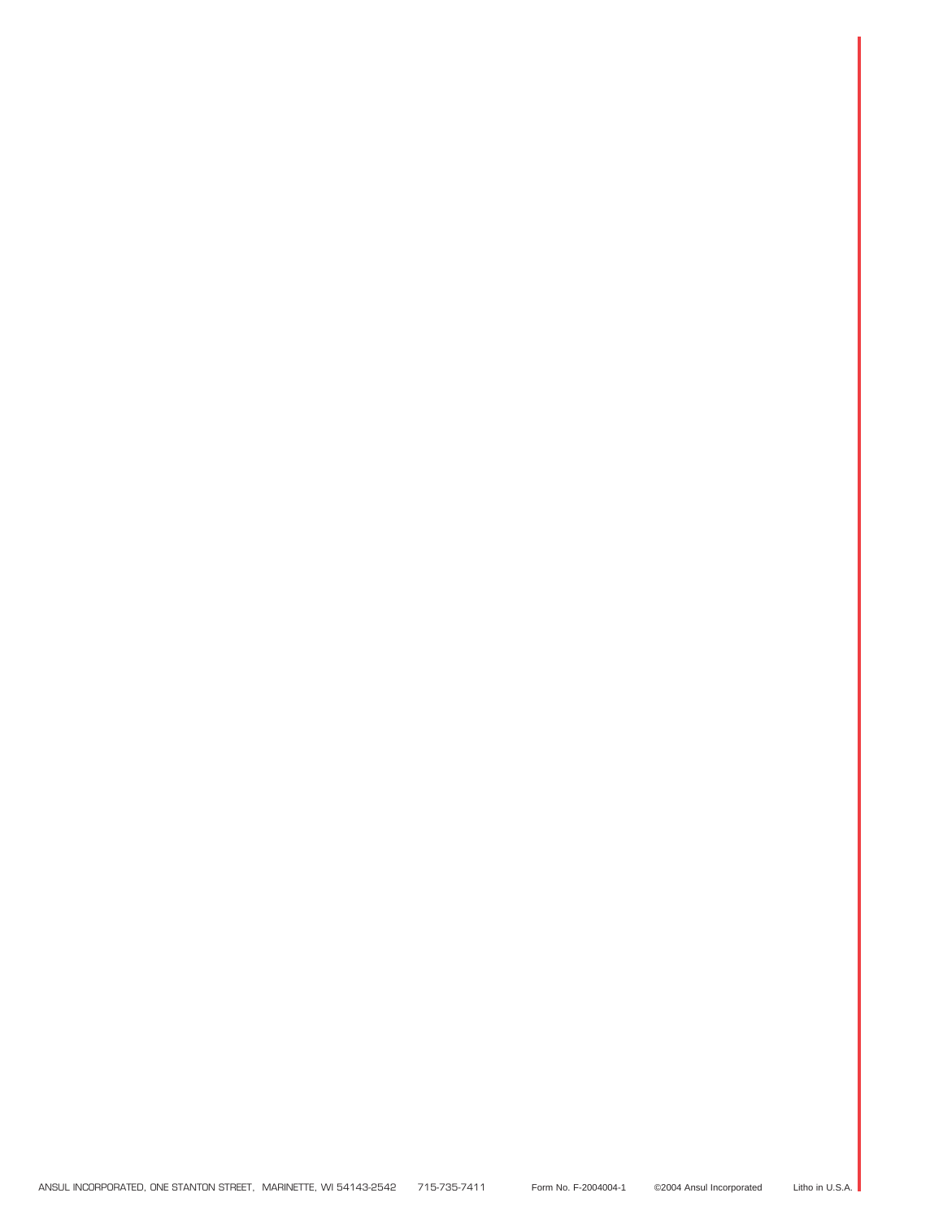ANSUL INCORPORATED, ONE STANTON STREET, MARINETTE, WI 54143-2542 715-735-7411 Form No. F-2004004-1 ©2004 Ansul Incorporated Litho in U.S.A.